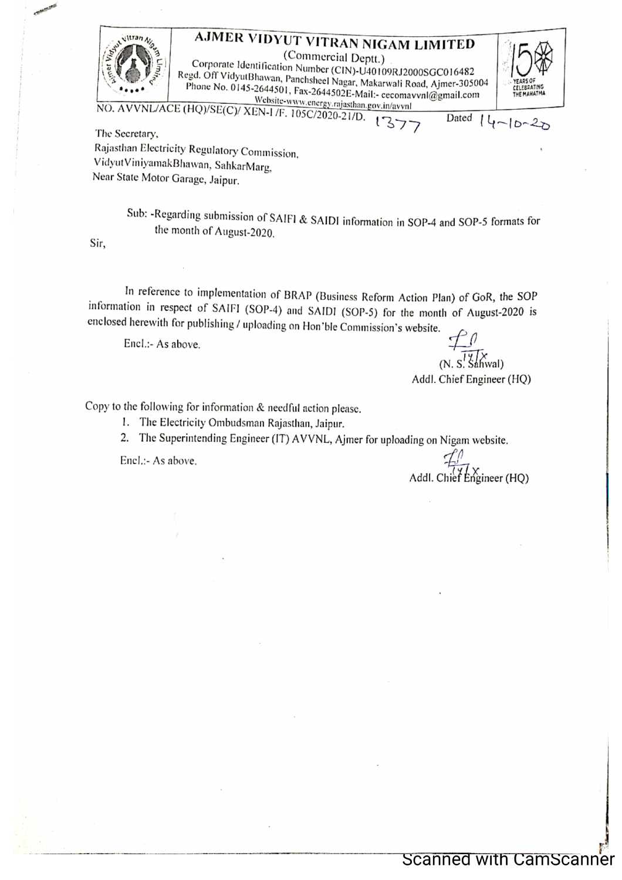# AJMER VIDYUT VITRAN NIGAM LIMITED

(Commercial Deptt.)
Corporate Identification Number (CIN)-U40109RJ2000SGC016482
Regd. Off VidyutBhawan, Panchsheel Nagar, Makarwali Road, Ajmer-305004
Phone No. 0145-2644501, Fax-2644502E-Mail:- cecomavvnl@gmail.com
Website-www.energy.rajasthan.gov.in/avvnl

NO. AVVNL/ACE (HQ)/SE(C)/ XEN-I /F. 105C/2020-21/D. 1377 Dated 14-10-20

The Secretary,
Rajasthan Electricity Regulatory Commission,
VidyutViniyamakBhawan, SahkarMarg,
Near State Motor Garage, Jaipur.

Sub: -Regarding submission of SAIFI & SAIDI information in SOP-4 and SOP-5 formats for the month of August-2020.

Sir,

In reference to implementation of BRAP (Business Reform Action Plan) of GoR, the SOP information in respect of SAIFI (SOP-4) and SAIDI (SOP-5) for the month of August-2020 is enclosed herewith for publishing / uploading on Hon'ble Commission's website.

Encl.:- As above.

(N. S. Sahwal)
Addl. Chief Engineer (HQ)

Copy to the following for information & needful action please.

1. The Electricity Ombudsman Rajasthan, Jaipur.
2. The Superintending Engineer (IT) AVVNL, Ajmer for uploading on Nigam website.

Encl.:- As above.

Addl. Chief Engineer (HQ)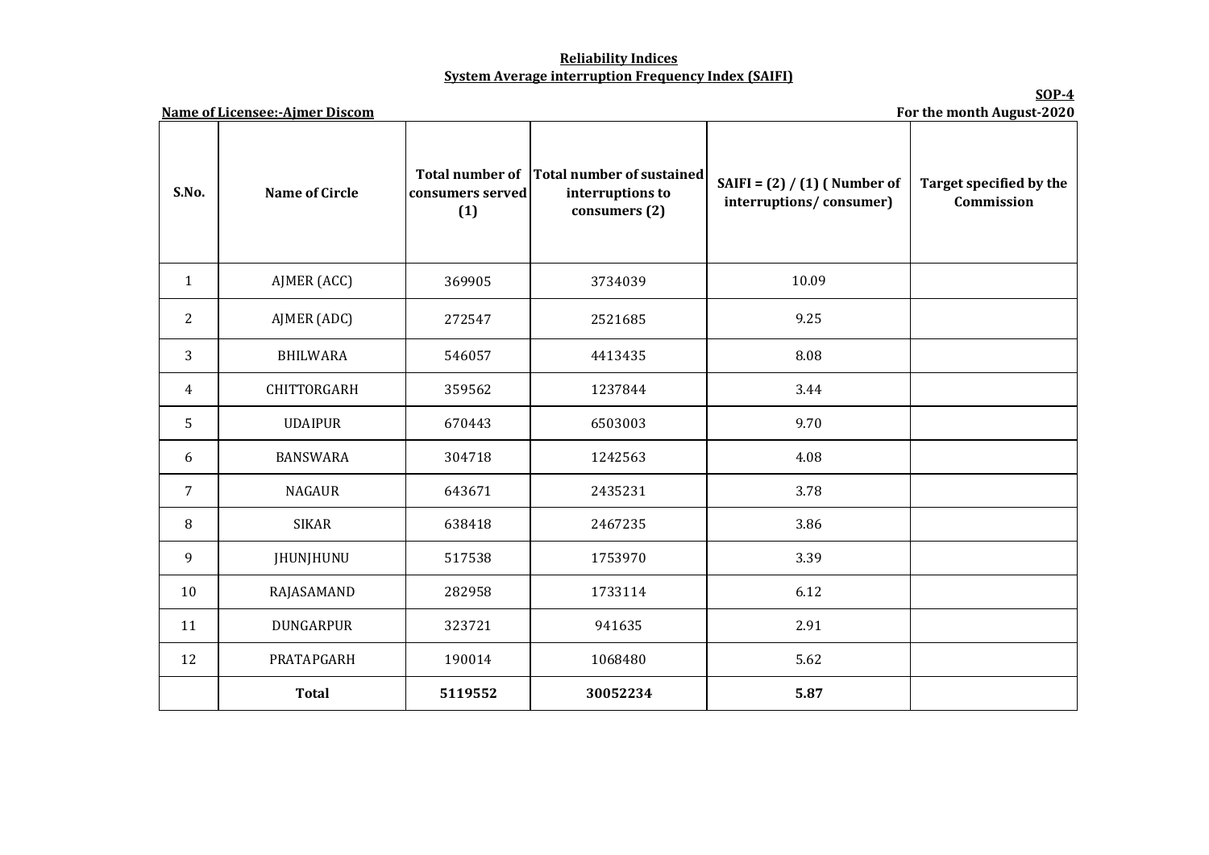**Reliability Indices**

**System Average interruption Frequency Index (SAIFI)**

**SOP-4**

**Name of Licensee:-Ajmer Discom**

**For the month August-2020**

| S.No. | Name of Circle | Total number of consumers served (1) | Total number of sustained interruptions to consumers (2) | SAIFI = (2) / (1) ( Number of interruptions/ consumer) | Target specified by the Commission |
|---|---|---|---|---|---|
| 1 | AJMER (ACC) | 369905 | 3734039 | 10.09 | |
| 2 | AJMER (ADC) | 272547 | 2521685 | 9.25 | |
| 3 | BHILWARA | 546057 | 4413435 | 8.08 | |
| 4 | CHITTORGARH | 359562 | 1237844 | 3.44 | |
| 5 | UDAIPUR | 670443 | 6503003 | 9.70 | |
| 6 | BANSWARA | 304718 | 1242563 | 4.08 | |
| 7 | NAGAUR | 643671 | 2435231 | 3.78 | |
| 8 | SIKAR | 638418 | 2467235 | 3.86 | |
| 9 | JHUNJHUNU | 517538 | 1753970 | 3.39 | |
| 10 | RAJASAMAND | 282958 | 1733114 | 6.12 | |
| 11 | DUNGARPUR | 323721 | 941635 | 2.91 | |
| 12 | PRATAPGARH | 190014 | 1068480 | 5.62 | |
| | **Total** | **5119552** | **30052234** | **5.87** | |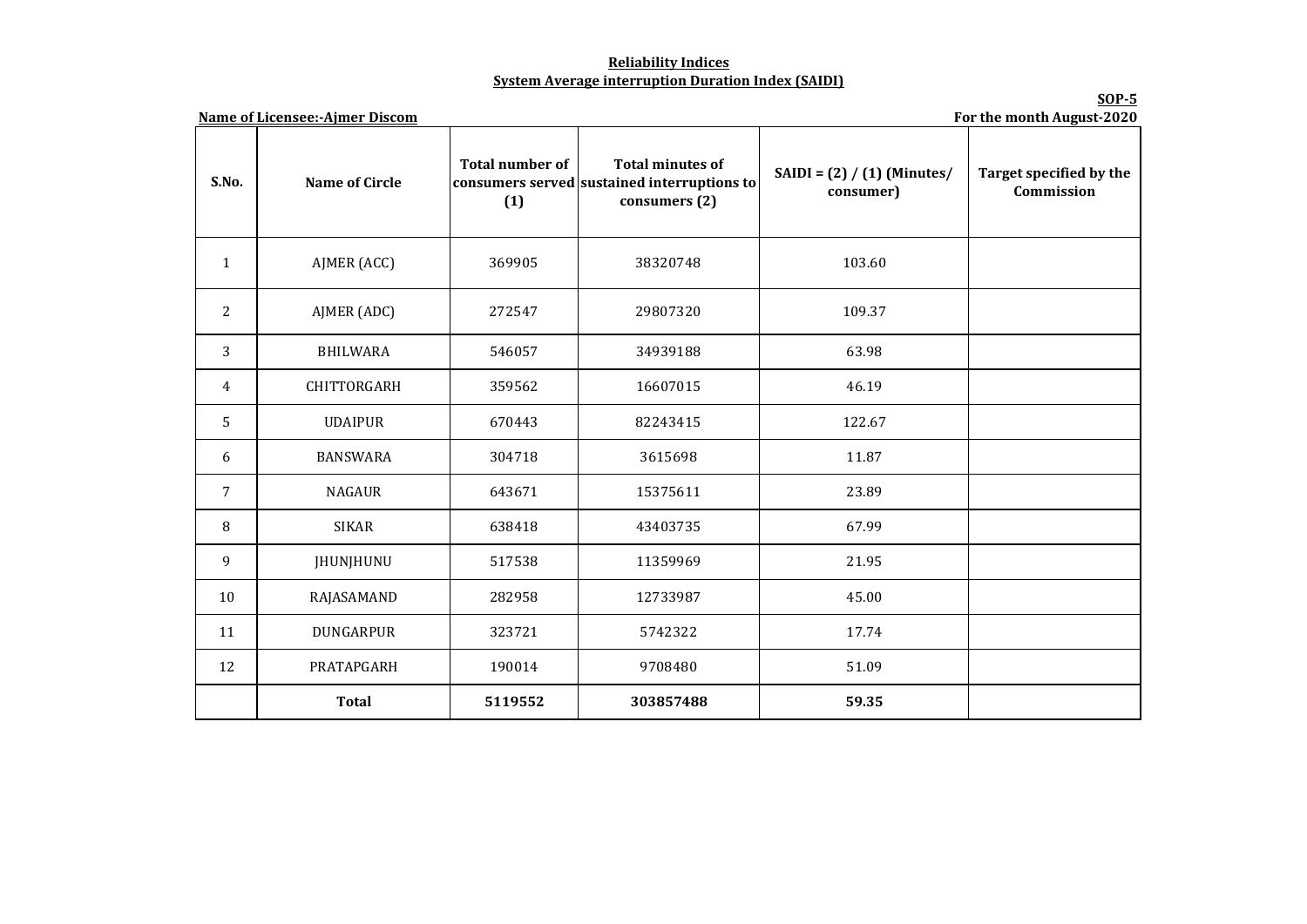## Reliability Indices
## System Average interruption Duration Index (SAIDI)

**SOP-5**

**Name of Licensee:-Ajmer Discom** | **For the month August-2020**

| S.No. | Name of Circle | Total number of consumers served (1) | Total minutes of sustained interruptions to consumers (2) | SAIDI = (2) / (1) (Minutes/ consumer) | Target specified by the Commission |
|---|---|---|---|---|---|
| 1 | AJMER (ACC) | 369905 | 38320748 | 103.60 | |
| 2 | AJMER (ADC) | 272547 | 29807320 | 109.37 | |
| 3 | BHILWARA | 546057 | 34939188 | 63.98 | |
| 4 | CHITTORGARH | 359562 | 16607015 | 46.19 | |
| 5 | UDAIPUR | 670443 | 82243415 | 122.67 | |
| 6 | BANSWARA | 304718 | 3615698 | 11.87 | |
| 7 | NAGAUR | 643671 | 15375611 | 23.89 | |
| 8 | SIKAR | 638418 | 43403735 | 67.99 | |
| 9 | JHUNJHUNU | 517538 | 11359969 | 21.95 | |
| 10 | RAJASAMAND | 282958 | 12733987 | 45.00 | |
| 11 | DUNGARPUR | 323721 | 5742322 | 17.74 | |
| 12 | PRATAPGARH | 190014 | 9708480 | 51.09 | |
| | **Total** | **5119552** | **303857488** | **59.35** | |